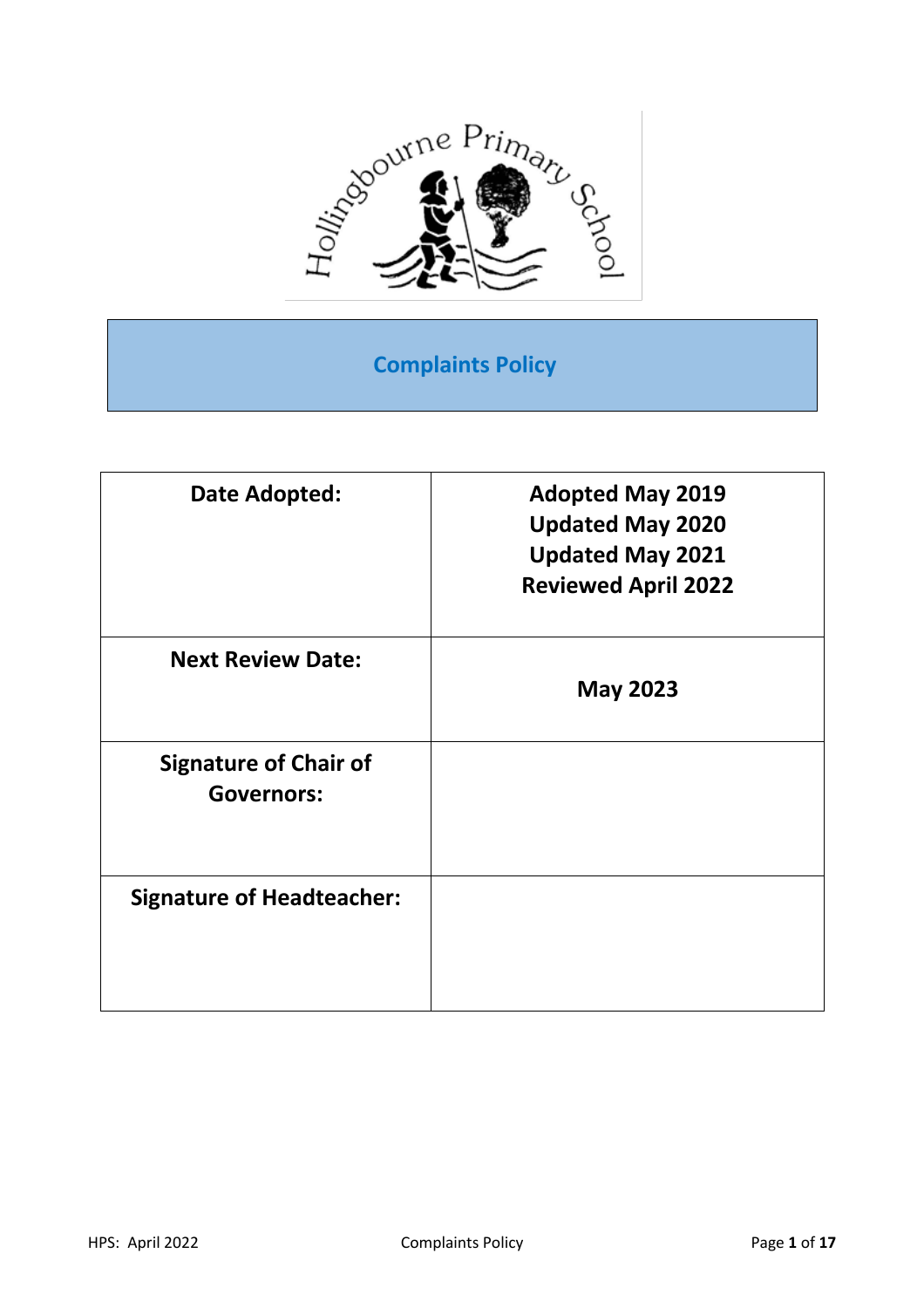# Complaints Policy

| Date Adopted: | Adopted May 2019<br>Updated May 2020<br>Updated May 2021<br>Reviewed April 2022 |
|---|---|
| Next Review Date: | May 2023 |
| Signature of Chair of Governors: | |
| Signature of Headteacher: | |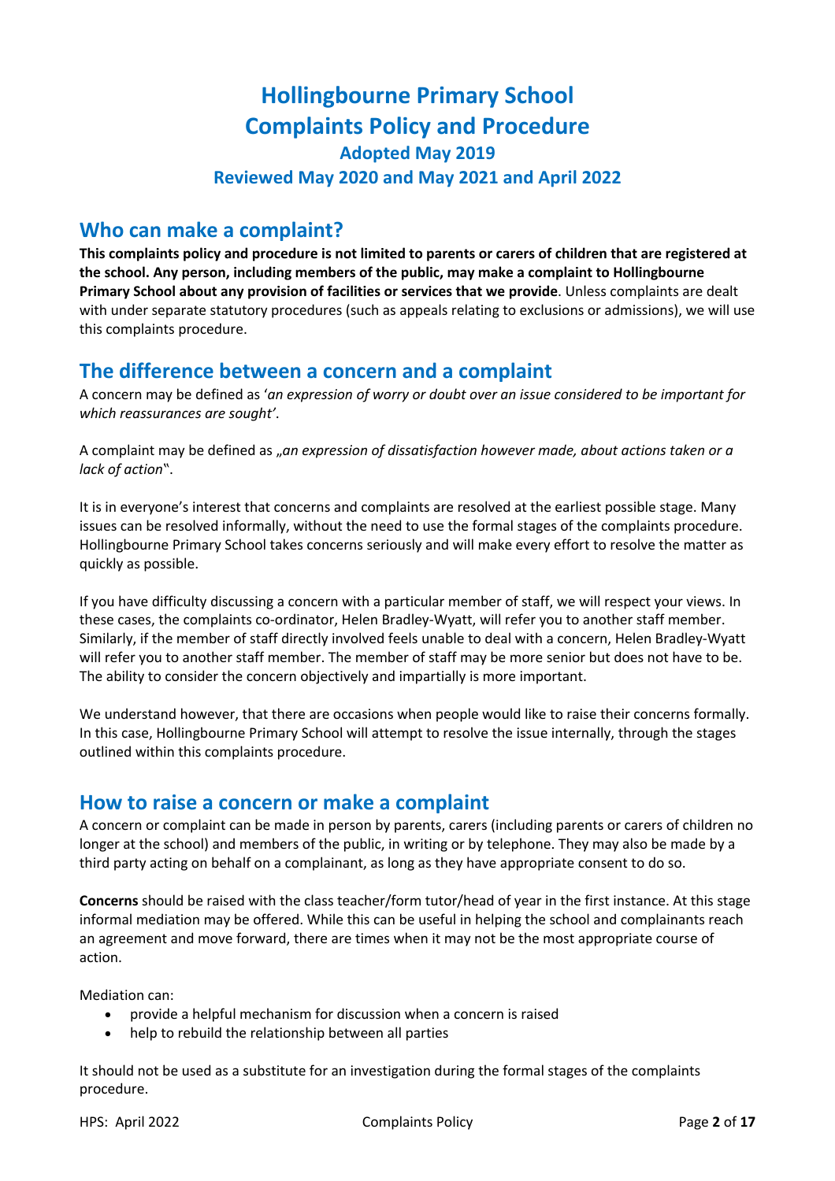# Hollingbourne Primary School
# Complaints Policy and Procedure
### Adopted May 2019
### Reviewed May 2020 and May 2021 and April 2022

## Who can make a complaint?

**This complaints policy and procedure is not limited to parents or carers of children that are registered at the school. Any person, including members of the public, may make a complaint to Hollingbourne Primary School about any provision of facilities or services that we provide**. Unless complaints are dealt with under separate statutory procedures (such as appeals relating to exclusions or admissions), we will use this complaints procedure.

## The difference between a concern and a complaint

A concern may be defined as '*an expression of worry or doubt over an issue considered to be important for which reassurances are sought'*.

A complaint may be defined as „*an expression of dissatisfaction however made, about actions taken or a lack of action*".

It is in everyone's interest that concerns and complaints are resolved at the earliest possible stage. Many issues can be resolved informally, without the need to use the formal stages of the complaints procedure. Hollingbourne Primary School takes concerns seriously and will make every effort to resolve the matter as quickly as possible.

If you have difficulty discussing a concern with a particular member of staff, we will respect your views. In these cases, the complaints co-ordinator, Helen Bradley-Wyatt, will refer you to another staff member. Similarly, if the member of staff directly involved feels unable to deal with a concern, Helen Bradley-Wyatt will refer you to another staff member. The member of staff may be more senior but does not have to be. The ability to consider the concern objectively and impartially is more important.

We understand however, that there are occasions when people would like to raise their concerns formally. In this case, Hollingbourne Primary School will attempt to resolve the issue internally, through the stages outlined within this complaints procedure.

## How to raise a concern or make a complaint

A concern or complaint can be made in person by parents, carers (including parents or carers of children no longer at the school) and members of the public, in writing or by telephone. They may also be made by a third party acting on behalf on a complainant, as long as they have appropriate consent to do so.

**Concerns** should be raised with the class teacher/form tutor/head of year in the first instance. At this stage informal mediation may be offered. While this can be useful in helping the school and complainants reach an agreement and move forward, there are times when it may not be the most appropriate course of action.

Mediation can:

- provide a helpful mechanism for discussion when a concern is raised
- help to rebuild the relationship between all parties

It should not be used as a substitute for an investigation during the formal stages of the complaints procedure.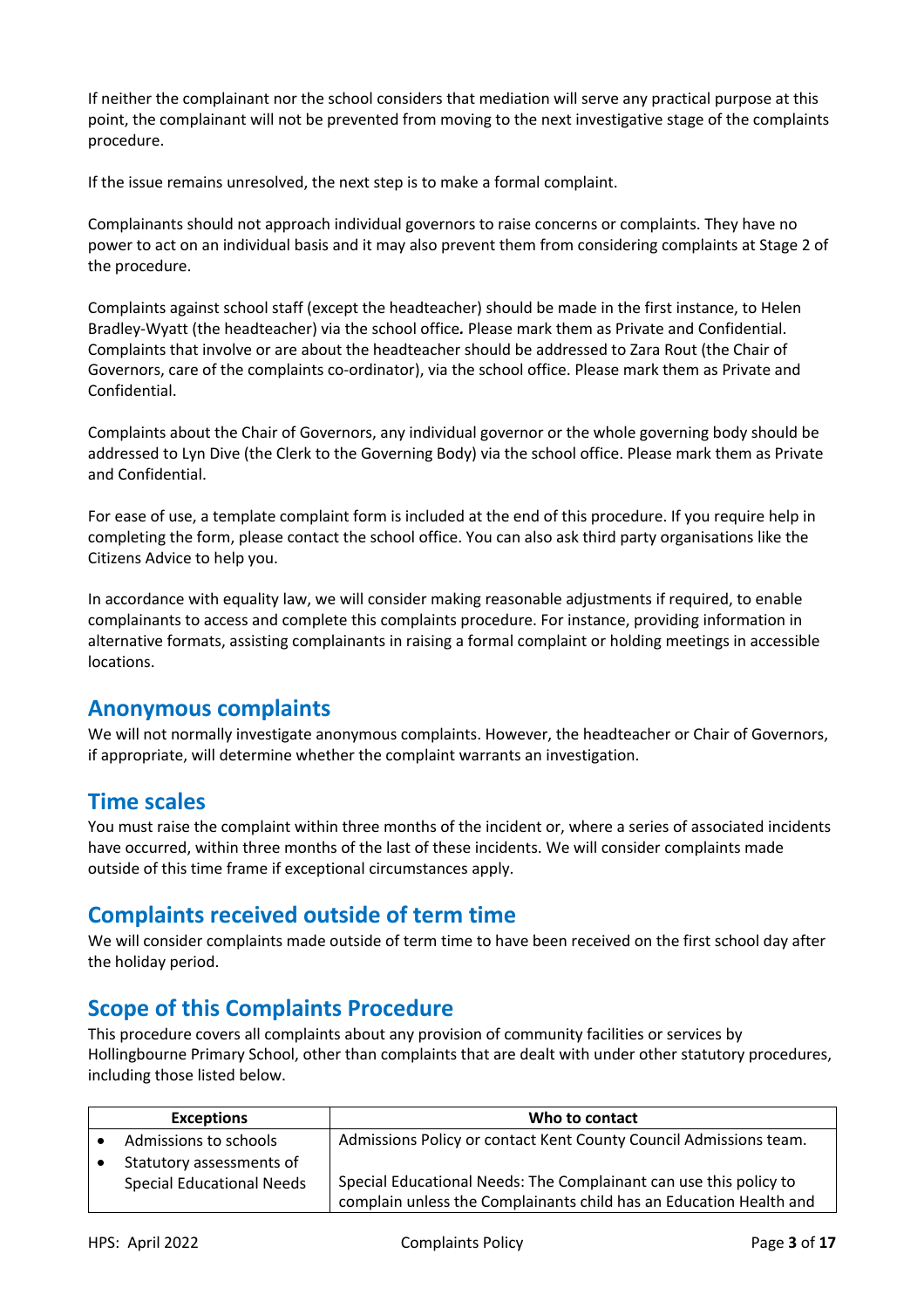If neither the complainant nor the school considers that mediation will serve any practical purpose at this point, the complainant will not be prevented from moving to the next investigative stage of the complaints procedure.

If the issue remains unresolved, the next step is to make a formal complaint.

Complainants should not approach individual governors to raise concerns or complaints. They have no power to act on an individual basis and it may also prevent them from considering complaints at Stage 2 of the procedure.

Complaints against school staff (except the headteacher) should be made in the first instance, to Helen Bradley-Wyatt (the headteacher) via the school office**.** Please mark them as Private and Confidential. Complaints that involve or are about the headteacher should be addressed to Zara Rout (the Chair of Governors, care of the complaints co-ordinator), via the school office. Please mark them as Private and Confidential.

Complaints about the Chair of Governors, any individual governor or the whole governing body should be addressed to Lyn Dive (the Clerk to the Governing Body) via the school office. Please mark them as Private and Confidential.

For ease of use, a template complaint form is included at the end of this procedure. If you require help in completing the form, please contact the school office. You can also ask third party organisations like the Citizens Advice to help you.

In accordance with equality law, we will consider making reasonable adjustments if required, to enable complainants to access and complete this complaints procedure. For instance, providing information in alternative formats, assisting complainants in raising a formal complaint or holding meetings in accessible locations.

## Anonymous complaints

We will not normally investigate anonymous complaints. However, the headteacher or Chair of Governors, if appropriate, will determine whether the complaint warrants an investigation.

## Time scales

You must raise the complaint within three months of the incident or, where a series of associated incidents have occurred, within three months of the last of these incidents. We will consider complaints made outside of this time frame if exceptional circumstances apply.

## Complaints received outside of term time

We will consider complaints made outside of term time to have been received on the first school day after the holiday period.

## Scope of this Complaints Procedure

This procedure covers all complaints about any provision of community facilities or services by Hollingbourne Primary School, other than complaints that are dealt with under other statutory procedures, including those listed below.

| Exceptions | Who to contact |
|---|---|
| • Admissions to schools<br>• Statutory assessments of Special Educational Needs | Admissions Policy or contact Kent County Council Admissions team.<br><br>Special Educational Needs: The Complainant can use this policy to complain unless the Complainants child has an Education Health and |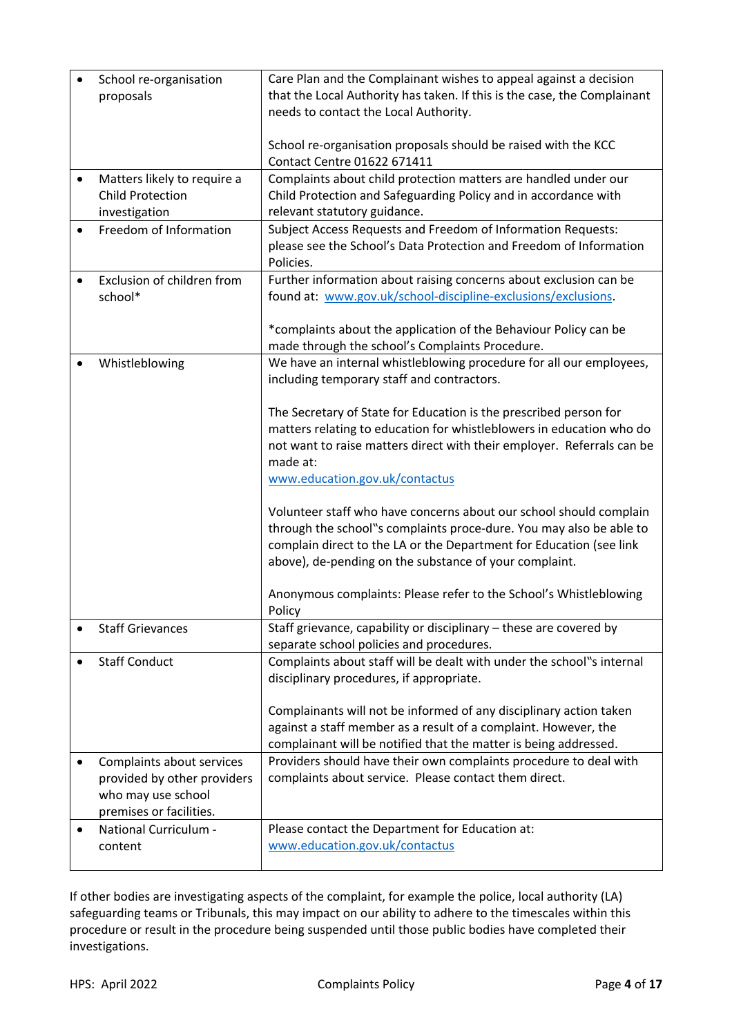| | |
|---|---|
| • School re-organisation proposals | Care Plan and the Complainant wishes to appeal against a decision that the Local Authority has taken. If this is the case, the Complainant needs to contact the Local Authority.<br><br>School re-organisation proposals should be raised with the KCC Contact Centre 01622 671411 |
| • Matters likely to require a Child Protection investigation | Complaints about child protection matters are handled under our Child Protection and Safeguarding Policy and in accordance with relevant statutory guidance. |
| • Freedom of Information | Subject Access Requests and Freedom of Information Requests: please see the School's Data Protection and Freedom of Information Policies. |
| • Exclusion of children from school* | Further information about raising concerns about exclusion can be found at: [www.gov.uk/school-discipline-exclusions/exclusions](www.gov.uk/school-discipline-exclusions/exclusions).<br><br>*complaints about the application of the Behaviour Policy can be made through the school's Complaints Procedure. |
| • Whistleblowing | We have an internal whistleblowing procedure for all our employees, including temporary staff and contractors.<br><br>The Secretary of State for Education is the prescribed person for matters relating to education for whistleblowers in education who do not want to raise matters direct with their employer. Referrals can be made at:<br>[www.education.gov.uk/contactus](www.education.gov.uk/contactus)<br><br>Volunteer staff who have concerns about our school should complain through the school"s complaints proce-dure. You may also be able to complain direct to the LA or the Department for Education (see link above), de-pending on the substance of your complaint.<br><br>Anonymous complaints: Please refer to the School's Whistleblowing Policy |
| • Staff Grievances | Staff grievance, capability or disciplinary – these are covered by separate school policies and procedures. |
| • Staff Conduct | Complaints about staff will be dealt with under the school"s internal disciplinary procedures, if appropriate.<br><br>Complainants will not be informed of any disciplinary action taken against a staff member as a result of a complaint. However, the complainant will be notified that the matter is being addressed. |
| • Complaints about services provided by other providers who may use school premises or facilities. | Providers should have their own complaints procedure to deal with complaints about service. Please contact them direct. |
| • National Curriculum - content | Please contact the Department for Education at:<br>[www.education.gov.uk/contactus](www.education.gov.uk/contactus) |

If other bodies are investigating aspects of the complaint, for example the police, local authority (LA) safeguarding teams or Tribunals, this may impact on our ability to adhere to the timescales within this procedure or result in the procedure being suspended until those public bodies have completed their investigations.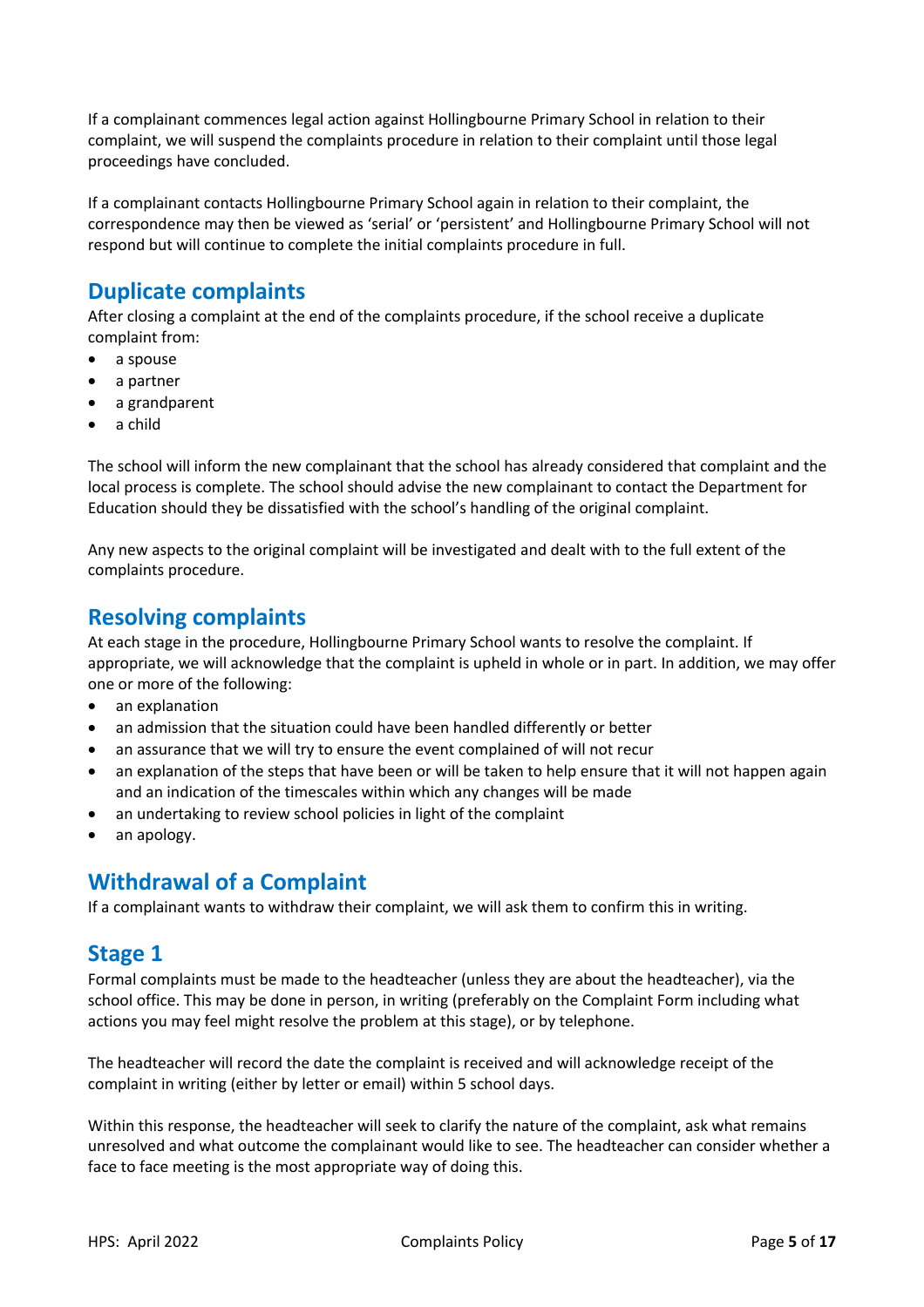If a complainant commences legal action against Hollingbourne Primary School in relation to their complaint, we will suspend the complaints procedure in relation to their complaint until those legal proceedings have concluded.

If a complainant contacts Hollingbourne Primary School again in relation to their complaint, the correspondence may then be viewed as 'serial' or 'persistent' and Hollingbourne Primary School will not respond but will continue to complete the initial complaints procedure in full.

## Duplicate complaints

After closing a complaint at the end of the complaints procedure, if the school receive a duplicate complaint from:

- a spouse
- a partner
- a grandparent
- a child

The school will inform the new complainant that the school has already considered that complaint and the local process is complete. The school should advise the new complainant to contact the Department for Education should they be dissatisfied with the school's handling of the original complaint.

Any new aspects to the original complaint will be investigated and dealt with to the full extent of the complaints procedure.

## Resolving complaints

At each stage in the procedure, Hollingbourne Primary School wants to resolve the complaint. If appropriate, we will acknowledge that the complaint is upheld in whole or in part. In addition, we may offer one or more of the following:

- an explanation
- an admission that the situation could have been handled differently or better
- an assurance that we will try to ensure the event complained of will not recur
- an explanation of the steps that have been or will be taken to help ensure that it will not happen again and an indication of the timescales within which any changes will be made
- an undertaking to review school policies in light of the complaint
- an apology.

## Withdrawal of a Complaint

If a complainant wants to withdraw their complaint, we will ask them to confirm this in writing.

## Stage 1

Formal complaints must be made to the headteacher (unless they are about the headteacher), via the school office. This may be done in person, in writing (preferably on the Complaint Form including what actions you may feel might resolve the problem at this stage), or by telephone.

The headteacher will record the date the complaint is received and will acknowledge receipt of the complaint in writing (either by letter or email) within 5 school days.

Within this response, the headteacher will seek to clarify the nature of the complaint, ask what remains unresolved and what outcome the complainant would like to see. The headteacher can consider whether a face to face meeting is the most appropriate way of doing this.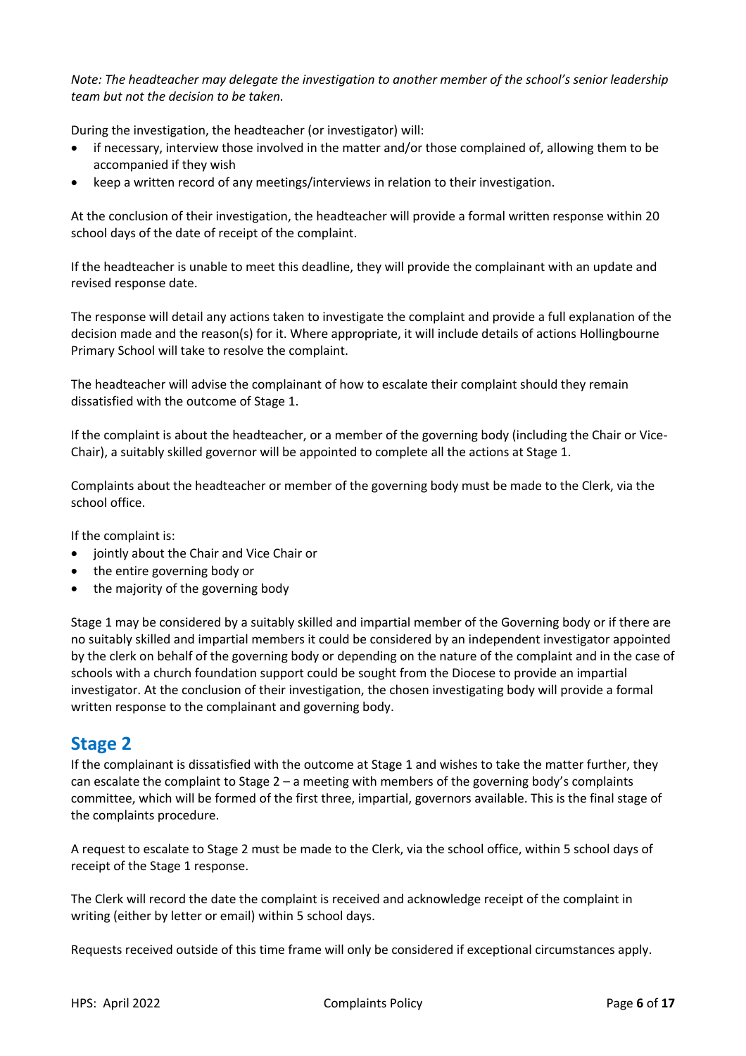*Note: The headteacher may delegate the investigation to another member of the school's senior leadership team but not the decision to be taken.*

During the investigation, the headteacher (or investigator) will:

- if necessary, interview those involved in the matter and/or those complained of, allowing them to be accompanied if they wish
- keep a written record of any meetings/interviews in relation to their investigation.

At the conclusion of their investigation, the headteacher will provide a formal written response within 20 school days of the date of receipt of the complaint.

If the headteacher is unable to meet this deadline, they will provide the complainant with an update and revised response date.

The response will detail any actions taken to investigate the complaint and provide a full explanation of the decision made and the reason(s) for it. Where appropriate, it will include details of actions Hollingbourne Primary School will take to resolve the complaint.

The headteacher will advise the complainant of how to escalate their complaint should they remain dissatisfied with the outcome of Stage 1.

If the complaint is about the headteacher, or a member of the governing body (including the Chair or Vice-Chair), a suitably skilled governor will be appointed to complete all the actions at Stage 1.

Complaints about the headteacher or member of the governing body must be made to the Clerk, via the school office.

If the complaint is:

- jointly about the Chair and Vice Chair or
- the entire governing body or
- the majority of the governing body

Stage 1 may be considered by a suitably skilled and impartial member of the Governing body or if there are no suitably skilled and impartial members it could be considered by an independent investigator appointed by the clerk on behalf of the governing body or depending on the nature of the complaint and in the case of schools with a church foundation support could be sought from the Diocese to provide an impartial investigator. At the conclusion of their investigation, the chosen investigating body will provide a formal written response to the complainant and governing body.

## Stage 2

If the complainant is dissatisfied with the outcome at Stage 1 and wishes to take the matter further, they can escalate the complaint to Stage 2 – a meeting with members of the governing body's complaints committee, which will be formed of the first three, impartial, governors available. This is the final stage of the complaints procedure.

A request to escalate to Stage 2 must be made to the Clerk, via the school office, within 5 school days of receipt of the Stage 1 response.

The Clerk will record the date the complaint is received and acknowledge receipt of the complaint in writing (either by letter or email) within 5 school days.

Requests received outside of this time frame will only be considered if exceptional circumstances apply.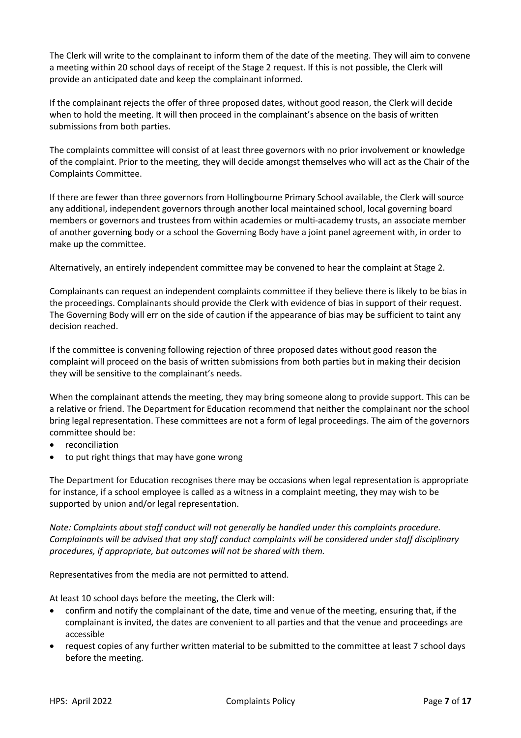The Clerk will write to the complainant to inform them of the date of the meeting. They will aim to convene a meeting within 20 school days of receipt of the Stage 2 request. If this is not possible, the Clerk will provide an anticipated date and keep the complainant informed.

If the complainant rejects the offer of three proposed dates, without good reason, the Clerk will decide when to hold the meeting. It will then proceed in the complainant's absence on the basis of written submissions from both parties.

The complaints committee will consist of at least three governors with no prior involvement or knowledge of the complaint. Prior to the meeting, they will decide amongst themselves who will act as the Chair of the Complaints Committee.

If there are fewer than three governors from Hollingbourne Primary School available, the Clerk will source any additional, independent governors through another local maintained school, local governing board members or governors and trustees from within academies or multi-academy trusts, an associate member of another governing body or a school the Governing Body have a joint panel agreement with, in order to make up the committee.

Alternatively, an entirely independent committee may be convened to hear the complaint at Stage 2.

Complainants can request an independent complaints committee if they believe there is likely to be bias in the proceedings. Complainants should provide the Clerk with evidence of bias in support of their request. The Governing Body will err on the side of caution if the appearance of bias may be sufficient to taint any decision reached.

If the committee is convening following rejection of three proposed dates without good reason the complaint will proceed on the basis of written submissions from both parties but in making their decision they will be sensitive to the complainant's needs.

When the complainant attends the meeting, they may bring someone along to provide support. This can be a relative or friend. The Department for Education recommend that neither the complainant nor the school bring legal representation. These committees are not a form of legal proceedings. The aim of the governors committee should be:

- reconciliation
- to put right things that may have gone wrong

The Department for Education recognises there may be occasions when legal representation is appropriate for instance, if a school employee is called as a witness in a complaint meeting, they may wish to be supported by union and/or legal representation.

*Note: Complaints about staff conduct will not generally be handled under this complaints procedure. Complainants will be advised that any staff conduct complaints will be considered under staff disciplinary procedures, if appropriate, but outcomes will not be shared with them.*

Representatives from the media are not permitted to attend.

At least 10 school days before the meeting, the Clerk will:

- confirm and notify the complainant of the date, time and venue of the meeting, ensuring that, if the complainant is invited, the dates are convenient to all parties and that the venue and proceedings are accessible
- request copies of any further written material to be submitted to the committee at least 7 school days before the meeting.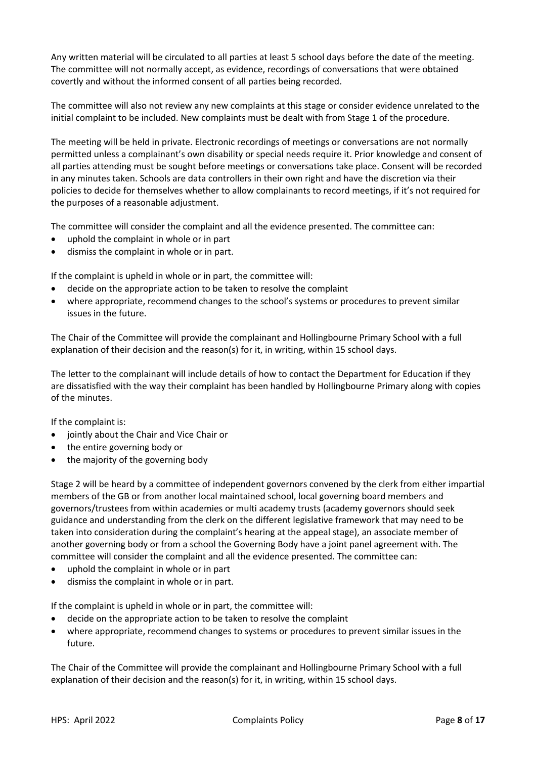Any written material will be circulated to all parties at least 5 school days before the date of the meeting. The committee will not normally accept, as evidence, recordings of conversations that were obtained covertly and without the informed consent of all parties being recorded.

The committee will also not review any new complaints at this stage or consider evidence unrelated to the initial complaint to be included. New complaints must be dealt with from Stage 1 of the procedure.

The meeting will be held in private. Electronic recordings of meetings or conversations are not normally permitted unless a complainant's own disability or special needs require it. Prior knowledge and consent of all parties attending must be sought before meetings or conversations take place. Consent will be recorded in any minutes taken. Schools are data controllers in their own right and have the discretion via their policies to decide for themselves whether to allow complainants to record meetings, if it's not required for the purposes of a reasonable adjustment.

The committee will consider the complaint and all the evidence presented. The committee can:

- uphold the complaint in whole or in part
- dismiss the complaint in whole or in part.

If the complaint is upheld in whole or in part, the committee will:

- decide on the appropriate action to be taken to resolve the complaint
- where appropriate, recommend changes to the school's systems or procedures to prevent similar issues in the future.

The Chair of the Committee will provide the complainant and Hollingbourne Primary School with a full explanation of their decision and the reason(s) for it, in writing, within 15 school days.

The letter to the complainant will include details of how to contact the Department for Education if they are dissatisfied with the way their complaint has been handled by Hollingbourne Primary along with copies of the minutes.

If the complaint is:

- jointly about the Chair and Vice Chair or
- the entire governing body or
- the majority of the governing body

Stage 2 will be heard by a committee of independent governors convened by the clerk from either impartial members of the GB or from another local maintained school, local governing board members and governors/trustees from within academies or multi academy trusts (academy governors should seek guidance and understanding from the clerk on the different legislative framework that may need to be taken into consideration during the complaint's hearing at the appeal stage), an associate member of another governing body or from a school the Governing Body have a joint panel agreement with. The committee will consider the complaint and all the evidence presented. The committee can:

- uphold the complaint in whole or in part
- dismiss the complaint in whole or in part.

If the complaint is upheld in whole or in part, the committee will:

- decide on the appropriate action to be taken to resolve the complaint
- where appropriate, recommend changes to systems or procedures to prevent similar issues in the future.

The Chair of the Committee will provide the complainant and Hollingbourne Primary School with a full explanation of their decision and the reason(s) for it, in writing, within 15 school days.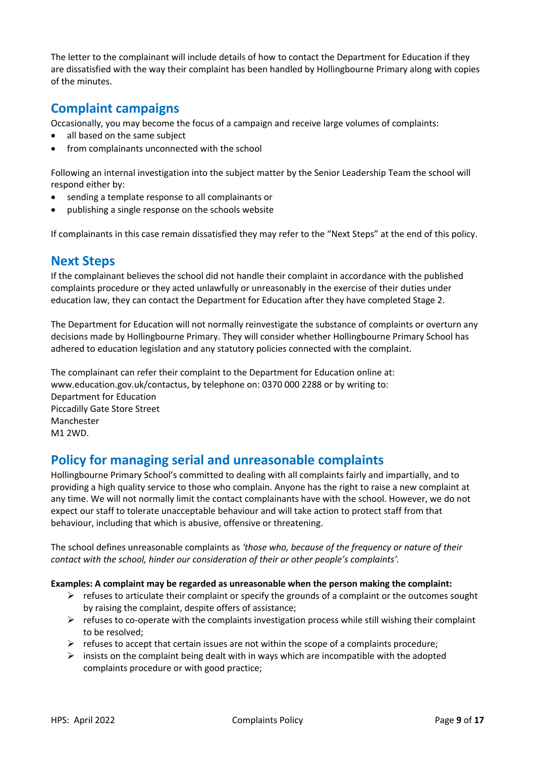The letter to the complainant will include details of how to contact the Department for Education if they are dissatisfied with the way their complaint has been handled by Hollingbourne Primary along with copies of the minutes.

## Complaint campaigns

Occasionally, you may become the focus of a campaign and receive large volumes of complaints:

- all based on the same subject
- from complainants unconnected with the school

Following an internal investigation into the subject matter by the Senior Leadership Team the school will respond either by:

- sending a template response to all complainants or
- publishing a single response on the schools website

If complainants in this case remain dissatisfied they may refer to the "Next Steps" at the end of this policy.

## Next Steps

If the complainant believes the school did not handle their complaint in accordance with the published complaints procedure or they acted unlawfully or unreasonably in the exercise of their duties under education law, they can contact the Department for Education after they have completed Stage 2.

The Department for Education will not normally reinvestigate the substance of complaints or overturn any decisions made by Hollingbourne Primary. They will consider whether Hollingbourne Primary School has adhered to education legislation and any statutory policies connected with the complaint.

The complainant can refer their complaint to the Department for Education online at: www.education.gov.uk/contactus, by telephone on: 0370 000 2288 or by writing to:
Department for Education
Piccadilly Gate Store Street
Manchester
M1 2WD.

## Policy for managing serial and unreasonable complaints

Hollingbourne Primary School's committed to dealing with all complaints fairly and impartially, and to providing a high quality service to those who complain. Anyone has the right to raise a new complaint at any time. We will not normally limit the contact complainants have with the school. However, we do not expect our staff to tolerate unacceptable behaviour and will take action to protect staff from that behaviour, including that which is abusive, offensive or threatening.

The school defines unreasonable complaints as *'those who, because of the frequency or nature of their contact with the school, hinder our consideration of their or other people's complaints'.*

**Examples: A complaint may be regarded as unreasonable when the person making the complaint:**

- refuses to articulate their complaint or specify the grounds of a complaint or the outcomes sought by raising the complaint, despite offers of assistance;
- refuses to co-operate with the complaints investigation process while still wishing their complaint to be resolved;
- refuses to accept that certain issues are not within the scope of a complaints procedure;
- insists on the complaint being dealt with in ways which are incompatible with the adopted complaints procedure or with good practice;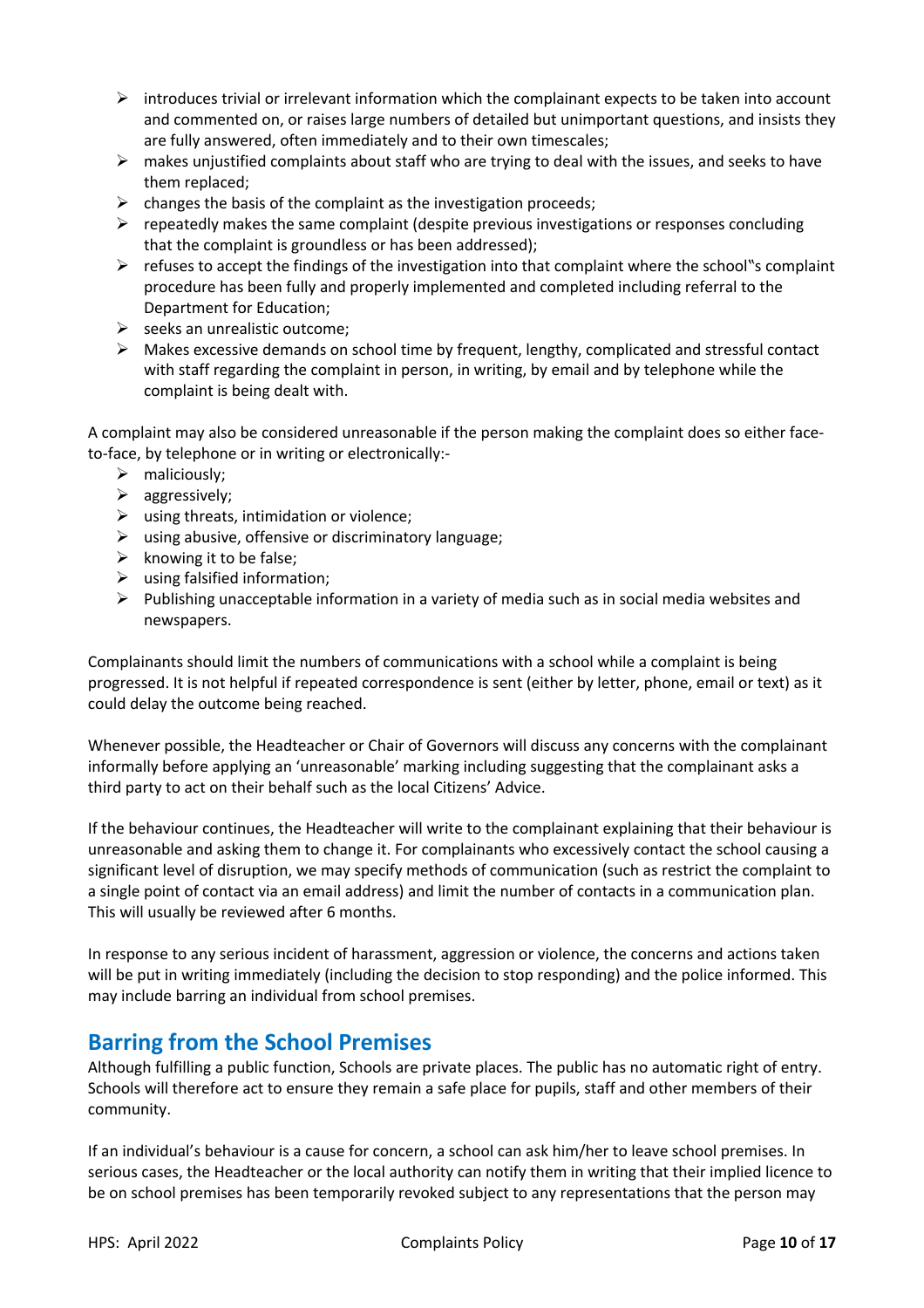- introduces trivial or irrelevant information which the complainant expects to be taken into account and commented on, or raises large numbers of detailed but unimportant questions, and insists they are fully answered, often immediately and to their own timescales;
- makes unjustified complaints about staff who are trying to deal with the issues, and seeks to have them replaced;
- changes the basis of the complaint as the investigation proceeds;
- repeatedly makes the same complaint (despite previous investigations or responses concluding that the complaint is groundless or has been addressed);
- refuses to accept the findings of the investigation into that complaint where the school"s complaint procedure has been fully and properly implemented and completed including referral to the Department for Education;
- seeks an unrealistic outcome;
- Makes excessive demands on school time by frequent, lengthy, complicated and stressful contact with staff regarding the complaint in person, in writing, by email and by telephone while the complaint is being dealt with.

A complaint may also be considered unreasonable if the person making the complaint does so either face-to-face, by telephone or in writing or electronically:-

- maliciously;
- aggressively;
- using threats, intimidation or violence;
- using abusive, offensive or discriminatory language;
- knowing it to be false;
- using falsified information;
- Publishing unacceptable information in a variety of media such as in social media websites and newspapers.

Complainants should limit the numbers of communications with a school while a complaint is being progressed. It is not helpful if repeated correspondence is sent (either by letter, phone, email or text) as it could delay the outcome being reached.

Whenever possible, the Headteacher or Chair of Governors will discuss any concerns with the complainant informally before applying an 'unreasonable' marking including suggesting that the complainant asks a third party to act on their behalf such as the local Citizens' Advice.

If the behaviour continues, the Headteacher will write to the complainant explaining that their behaviour is unreasonable and asking them to change it. For complainants who excessively contact the school causing a significant level of disruption, we may specify methods of communication (such as restrict the complaint to a single point of contact via an email address) and limit the number of contacts in a communication plan. This will usually be reviewed after 6 months.

In response to any serious incident of harassment, aggression or violence, the concerns and actions taken will be put in writing immediately (including the decision to stop responding) and the police informed. This may include barring an individual from school premises.

## Barring from the School Premises

Although fulfilling a public function, Schools are private places. The public has no automatic right of entry. Schools will therefore act to ensure they remain a safe place for pupils, staff and other members of their community.

If an individual's behaviour is a cause for concern, a school can ask him/her to leave school premises. In serious cases, the Headteacher or the local authority can notify them in writing that their implied licence to be on school premises has been temporarily revoked subject to any representations that the person may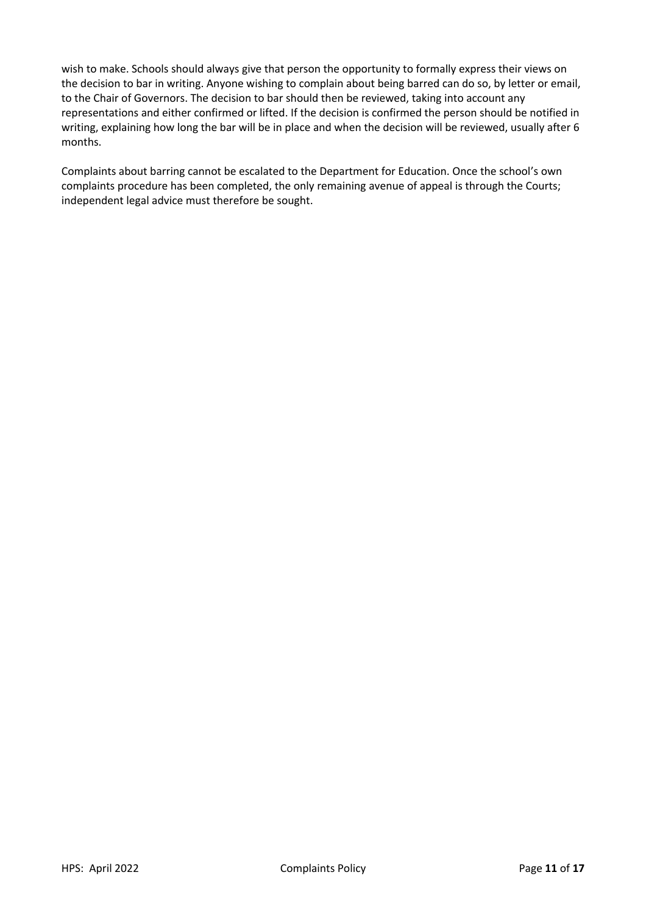wish to make. Schools should always give that person the opportunity to formally express their views on the decision to bar in writing. Anyone wishing to complain about being barred can do so, by letter or email, to the Chair of Governors. The decision to bar should then be reviewed, taking into account any representations and either confirmed or lifted. If the decision is confirmed the person should be notified in writing, explaining how long the bar will be in place and when the decision will be reviewed, usually after 6 months.

Complaints about barring cannot be escalated to the Department for Education. Once the school's own complaints procedure has been completed, the only remaining avenue of appeal is through the Courts; independent legal advice must therefore be sought.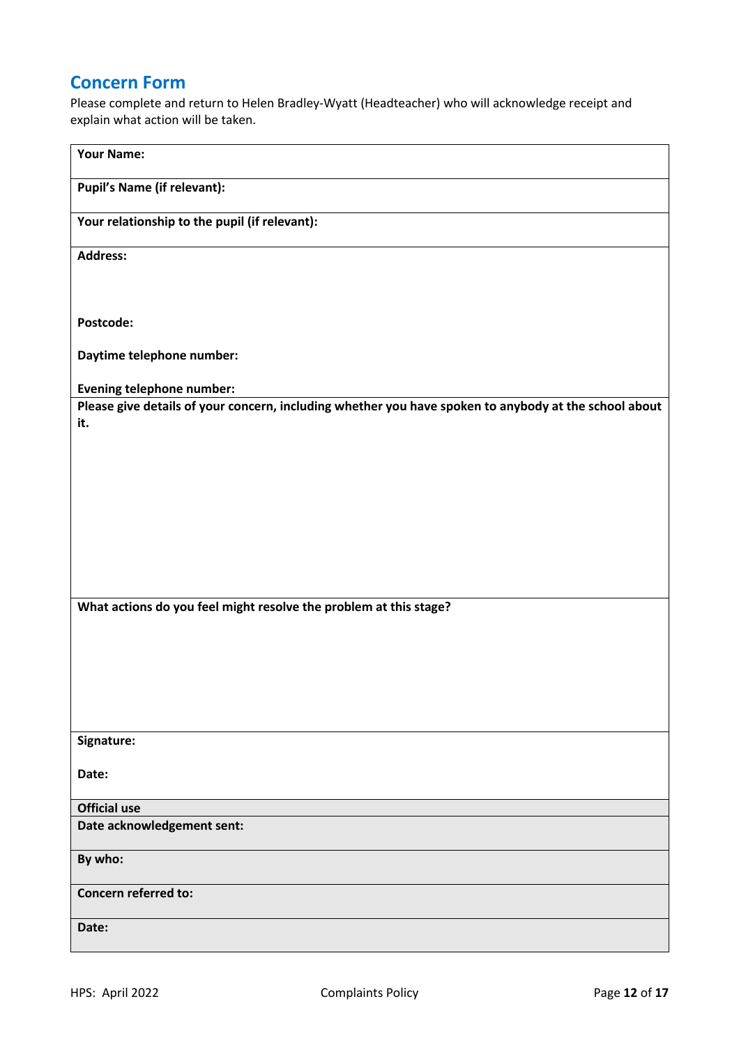## Concern Form

Please complete and return to Helen Bradley-Wyatt (Headteacher) who will acknowledge receipt and explain what action will be taken.

| **Your Name:** |
|---|
| **Pupil's Name (if relevant):** |
| **Your relationship to the pupil (if relevant):** |
| **Address:**<br><br>**Postcode:**<br><br>**Daytime telephone number:**<br><br>**Evening telephone number:** |
| **Please give details of your concern, including whether you have spoken to anybody at the school about it.** |
| **What actions do you feel might resolve the problem at this stage?** |
| **Signature:**<br><br>**Date:** |
| **Official use** |
| **Date acknowledgement sent:** |
| **By who:** |
| **Concern referred to:** |
| **Date:** |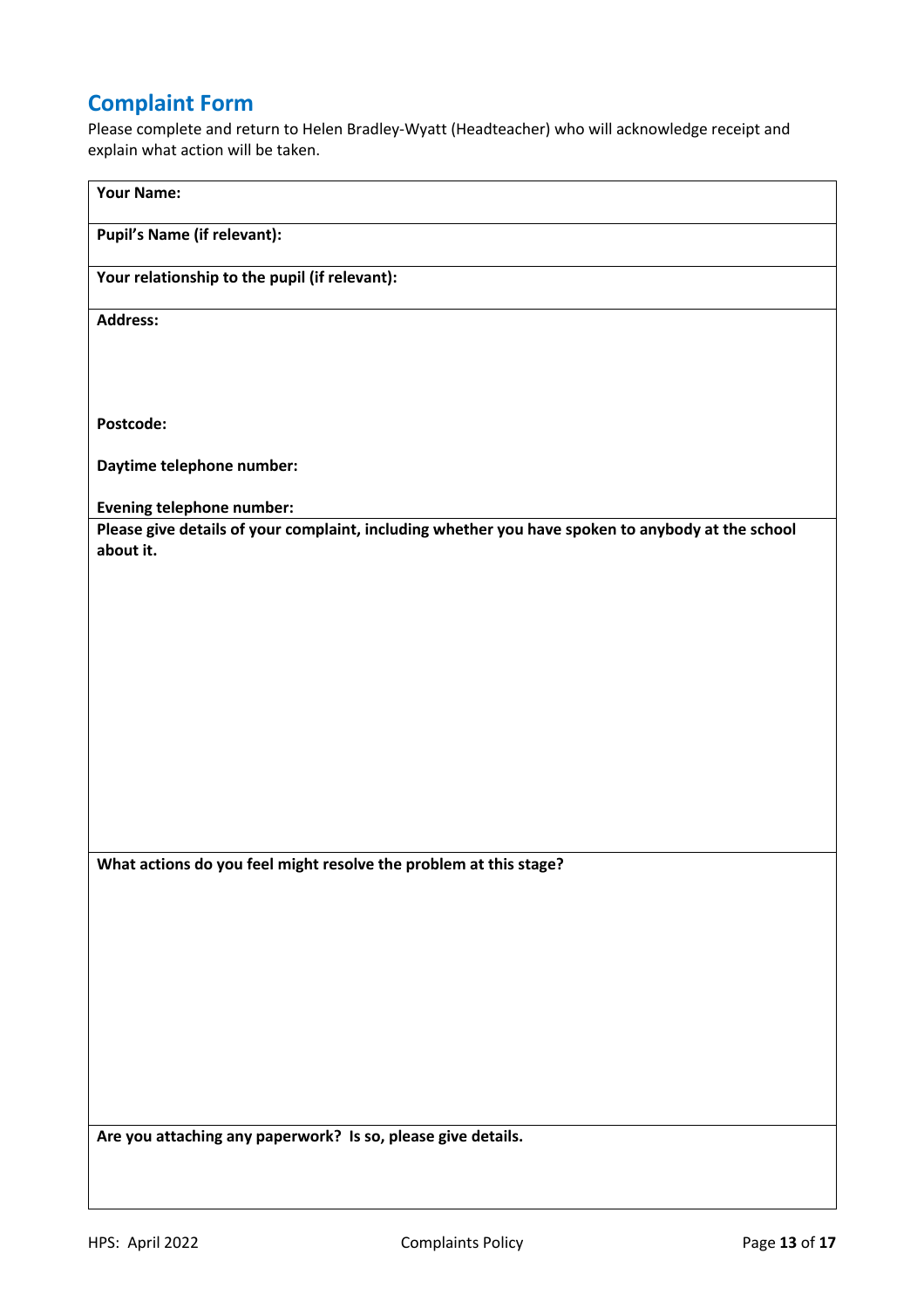## Complaint Form

Please complete and return to Helen Bradley-Wyatt (Headteacher) who will acknowledge receipt and explain what action will be taken.

| **Your Name:** |
|---|
| **Pupil's Name (if relevant):** |
| **Your relationship to the pupil (if relevant):** |
| **Address:**<br><br><br><br>**Postcode:**<br><br>**Daytime telephone number:**<br><br>**Evening telephone number:** |
| **Please give details of your complaint, including whether you have spoken to anybody at the school about it.** |
| **What actions do you feel might resolve the problem at this stage?** |
| **Are you attaching any paperwork? Is so, please give details.** |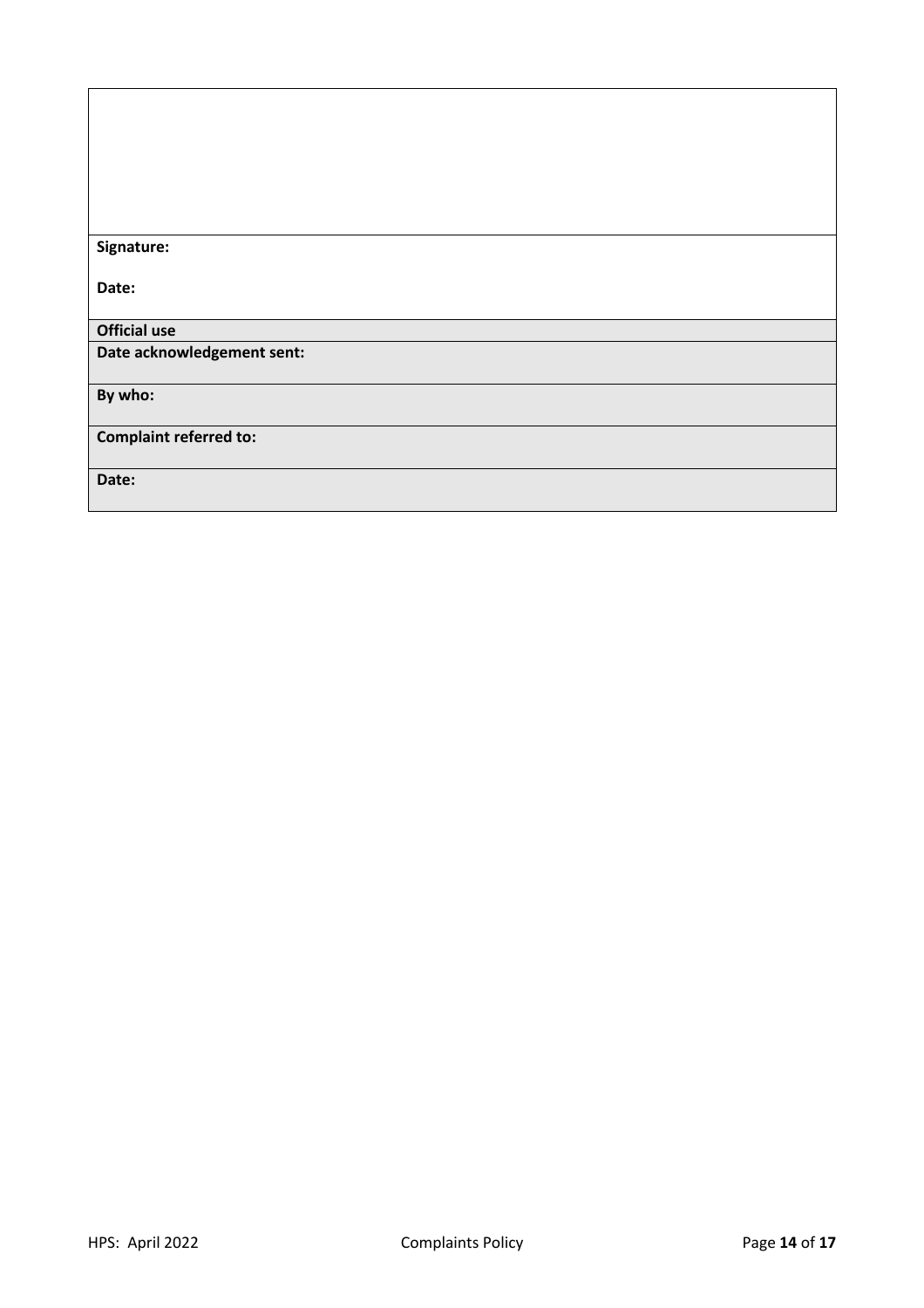| |
|---|
| |
| **Signature:**<br><br>**Date:** |
| **Official use** |
| **Date acknowledgement sent:** |
| **By who:** |
| **Complaint referred to:** |
| **Date:** |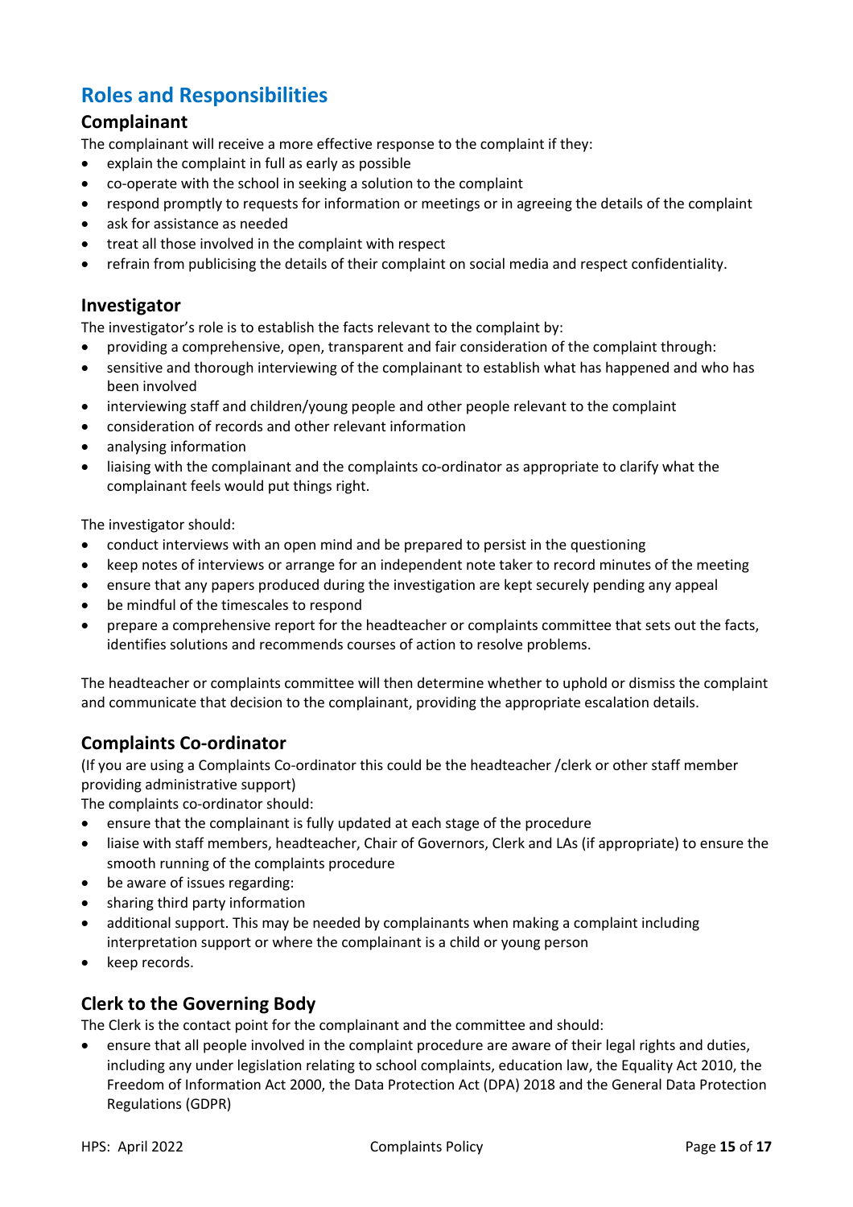# Roles and Responsibilities

## Complainant

The complainant will receive a more effective response to the complaint if they:

- explain the complaint in full as early as possible
- co-operate with the school in seeking a solution to the complaint
- respond promptly to requests for information or meetings or in agreeing the details of the complaint
- ask for assistance as needed
- treat all those involved in the complaint with respect
- refrain from publicising the details of their complaint on social media and respect confidentiality.

## Investigator

The investigator's role is to establish the facts relevant to the complaint by:

- providing a comprehensive, open, transparent and fair consideration of the complaint through:
- sensitive and thorough interviewing of the complainant to establish what has happened and who has been involved
- interviewing staff and children/young people and other people relevant to the complaint
- consideration of records and other relevant information
- analysing information
- liaising with the complainant and the complaints co-ordinator as appropriate to clarify what the complainant feels would put things right.

The investigator should:

- conduct interviews with an open mind and be prepared to persist in the questioning
- keep notes of interviews or arrange for an independent note taker to record minutes of the meeting
- ensure that any papers produced during the investigation are kept securely pending any appeal
- be mindful of the timescales to respond
- prepare a comprehensive report for the headteacher or complaints committee that sets out the facts, identifies solutions and recommends courses of action to resolve problems.

The headteacher or complaints committee will then determine whether to uphold or dismiss the complaint and communicate that decision to the complainant, providing the appropriate escalation details.

## Complaints Co-ordinator

(If you are using a Complaints Co-ordinator this could be the headteacher /clerk or other staff member providing administrative support)

The complaints co-ordinator should:

- ensure that the complainant is fully updated at each stage of the procedure
- liaise with staff members, headteacher, Chair of Governors, Clerk and LAs (if appropriate) to ensure the smooth running of the complaints procedure
- be aware of issues regarding:
- sharing third party information
- additional support. This may be needed by complainants when making a complaint including interpretation support or where the complainant is a child or young person
- keep records.

## Clerk to the Governing Body

The Clerk is the contact point for the complainant and the committee and should:

- ensure that all people involved in the complaint procedure are aware of their legal rights and duties, including any under legislation relating to school complaints, education law, the Equality Act 2010, the Freedom of Information Act 2000, the Data Protection Act (DPA) 2018 and the General Data Protection Regulations (GDPR)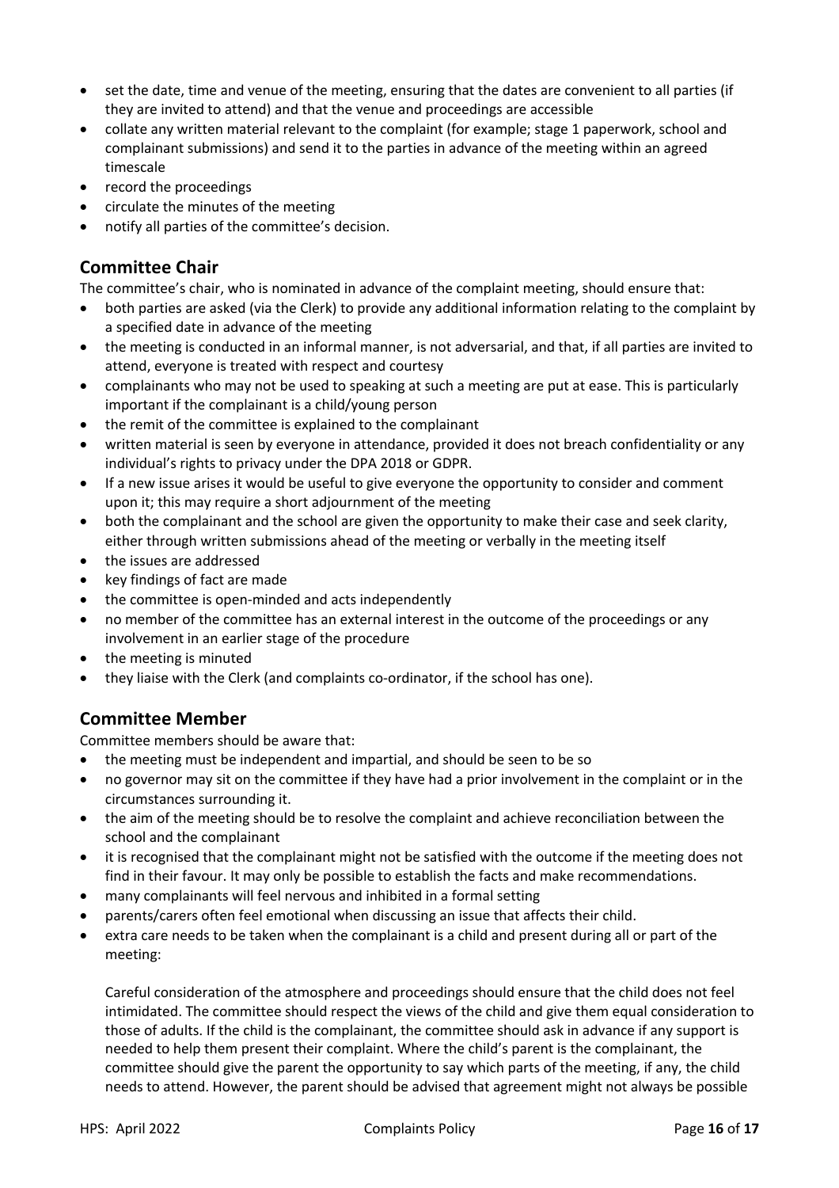- set the date, time and venue of the meeting, ensuring that the dates are convenient to all parties (if they are invited to attend) and that the venue and proceedings are accessible
- collate any written material relevant to the complaint (for example; stage 1 paperwork, school and complainant submissions) and send it to the parties in advance of the meeting within an agreed timescale
- record the proceedings
- circulate the minutes of the meeting
- notify all parties of the committee's decision.

## Committee Chair

The committee's chair, who is nominated in advance of the complaint meeting, should ensure that:

- both parties are asked (via the Clerk) to provide any additional information relating to the complaint by a specified date in advance of the meeting
- the meeting is conducted in an informal manner, is not adversarial, and that, if all parties are invited to attend, everyone is treated with respect and courtesy
- complainants who may not be used to speaking at such a meeting are put at ease. This is particularly important if the complainant is a child/young person
- the remit of the committee is explained to the complainant
- written material is seen by everyone in attendance, provided it does not breach confidentiality or any individual's rights to privacy under the DPA 2018 or GDPR.
- If a new issue arises it would be useful to give everyone the opportunity to consider and comment upon it; this may require a short adjournment of the meeting
- both the complainant and the school are given the opportunity to make their case and seek clarity, either through written submissions ahead of the meeting or verbally in the meeting itself
- the issues are addressed
- key findings of fact are made
- the committee is open-minded and acts independently
- no member of the committee has an external interest in the outcome of the proceedings or any involvement in an earlier stage of the procedure
- the meeting is minuted
- they liaise with the Clerk (and complaints co-ordinator, if the school has one).

## Committee Member

Committee members should be aware that:

- the meeting must be independent and impartial, and should be seen to be so
- no governor may sit on the committee if they have had a prior involvement in the complaint or in the circumstances surrounding it.
- the aim of the meeting should be to resolve the complaint and achieve reconciliation between the school and the complainant
- it is recognised that the complainant might not be satisfied with the outcome if the meeting does not find in their favour. It may only be possible to establish the facts and make recommendations.
- many complainants will feel nervous and inhibited in a formal setting
- parents/carers often feel emotional when discussing an issue that affects their child.
- extra care needs to be taken when the complainant is a child and present during all or part of the meeting:

  Careful consideration of the atmosphere and proceedings should ensure that the child does not feel intimidated. The committee should respect the views of the child and give them equal consideration to those of adults. If the child is the complainant, the committee should ask in advance if any support is needed to help them present their complaint. Where the child's parent is the complainant, the committee should give the parent the opportunity to say which parts of the meeting, if any, the child needs to attend. However, the parent should be advised that agreement might not always be possible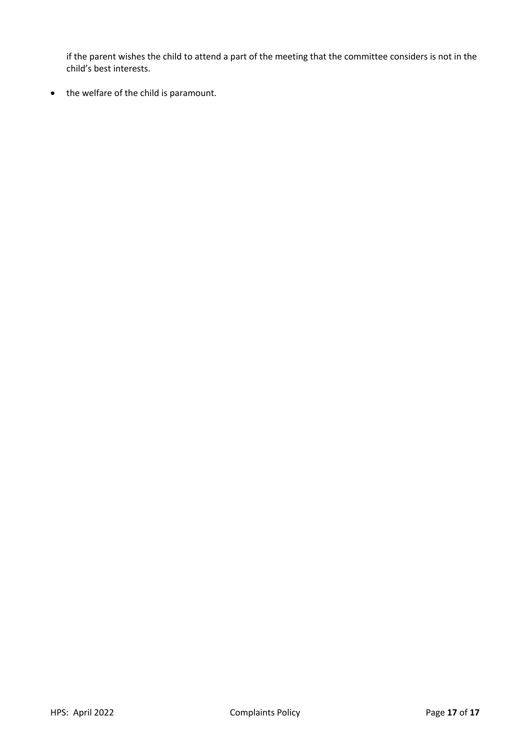if the parent wishes the child to attend a part of the meeting that the committee considers is not in the child's best interests.

- the welfare of the child is paramount.